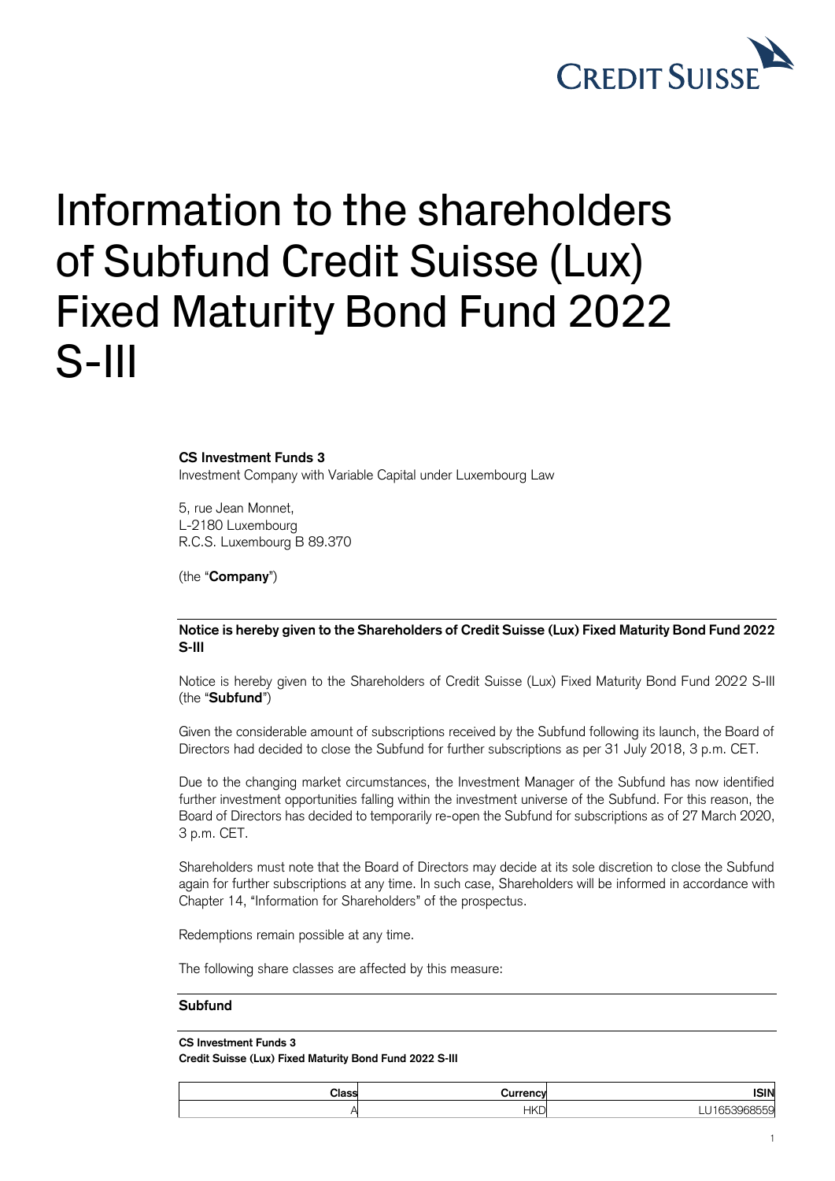# Information to the shareholders of Subfund Credit Suisse (Lux) Fixed Maturity Bond Fund 2022 S-III

**CS Investment Funds 3**
Investment Company with Variable Capital under Luxembourg Law

5, rue Jean Monnet,
L-2180 Luxembourg
R.C.S. Luxembourg B 89.370

(the "**Company**")

**Notice is hereby given to the Shareholders of Credit Suisse (Lux) Fixed Maturity Bond Fund 2022 S-III**

Notice is hereby given to the Shareholders of Credit Suisse (Lux) Fixed Maturity Bond Fund 2022 S-III (the "**Subfund**")

Given the considerable amount of subscriptions received by the Subfund following its launch, the Board of Directors had decided to close the Subfund for further subscriptions as per 31 July 2018, 3 p.m. CET.

Due to the changing market circumstances, the Investment Manager of the Subfund has now identified further investment opportunities falling within the investment universe of the Subfund. For this reason, the Board of Directors has decided to temporarily re-open the Subfund for subscriptions as of 27 March 2020, 3 p.m. CET.

Shareholders must note that the Board of Directors may decide at its sole discretion to close the Subfund again for further subscriptions at any time. In such case, Shareholders will be informed in accordance with Chapter 14, "Information for Shareholders" of the prospectus.

Redemptions remain possible at any time.

The following share classes are affected by this measure:

**Subfund**

**CS Investment Funds 3**
**Credit Suisse (Lux) Fixed Maturity Bond Fund 2022 S-III**

| Class | Currency | ISIN |
|---:|---:|---:|
| A | HKD | LU1653968559 |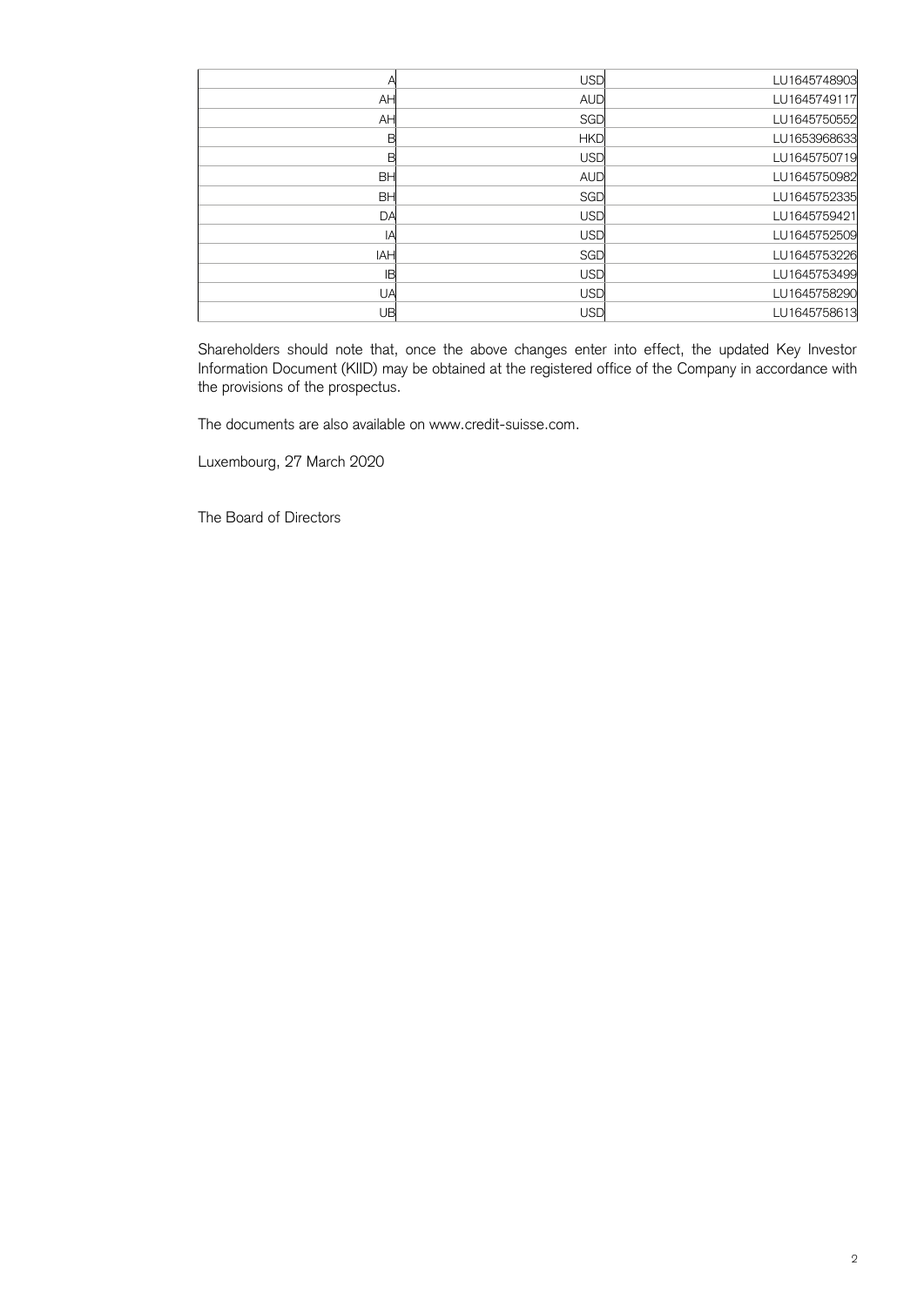| | | |
|---|---|---|
| A | USD | LU1645748903 |
| AH | AUD | LU1645749117 |
| AH | SGD | LU1645750552 |
| B | HKD | LU1653968633 |
| B | USD | LU1645750719 |
| BH | AUD | LU1645750982 |
| BH | SGD | LU1645752335 |
| DA | USD | LU1645759421 |
| IA | USD | LU1645752509 |
| IAH | SGD | LU1645753226 |
| IB | USD | LU1645753499 |
| UA | USD | LU1645758290 |
| UB | USD | LU1645758613 |

Shareholders should note that, once the above changes enter into effect, the updated Key Investor Information Document (KIID) may be obtained at the registered office of the Company in accordance with the provisions of the prospectus.

The documents are also available on www.credit-suisse.com.

Luxembourg, 27 March 2020

The Board of Directors